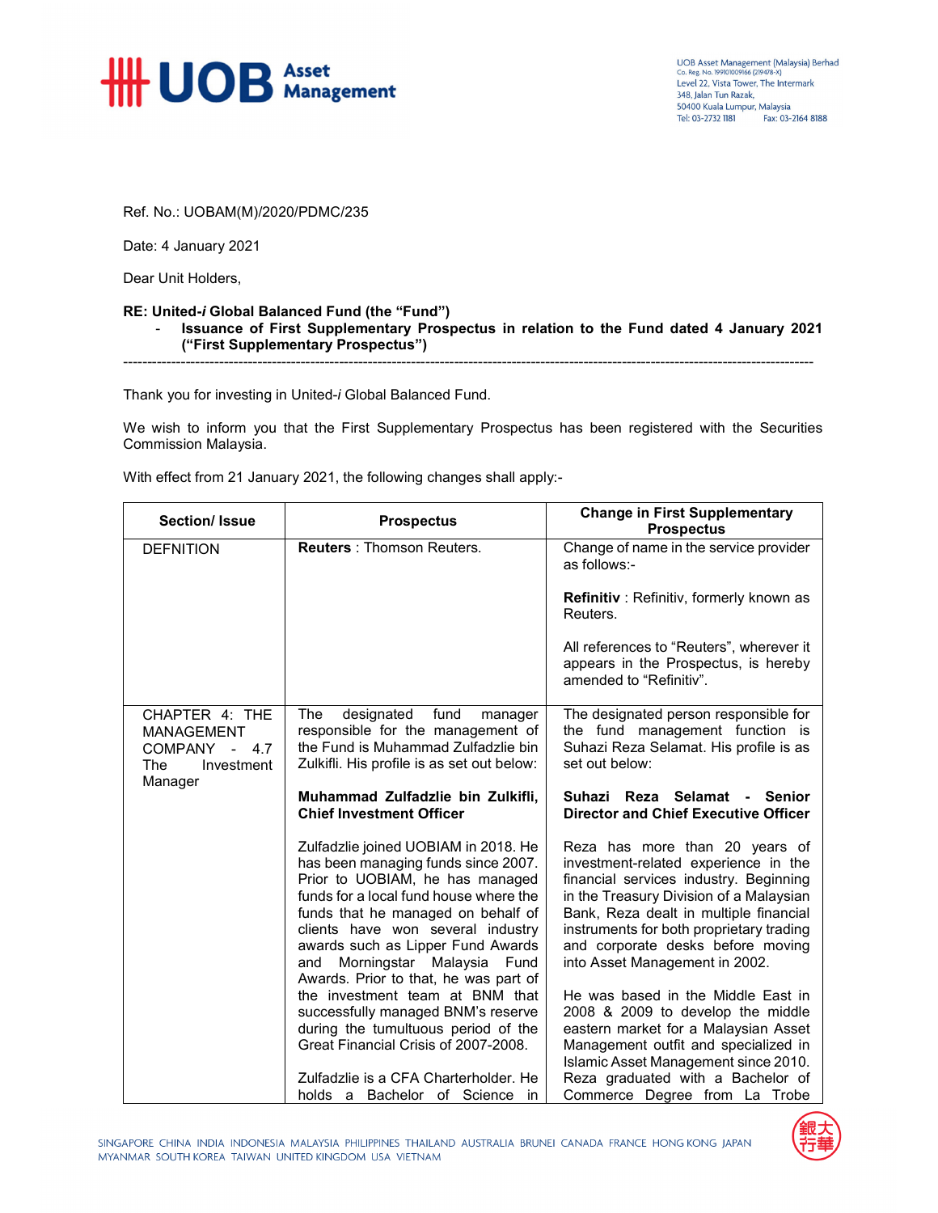UOB Asset Management (Malaysia) Berhad
Co. Reg. No. 199101009166 (219478-X)
Level 22, Vista Tower, The Intermark
348, Jalan Tun Razak,
50400 Kuala Lumpur, Malaysia
Tel: 03-2732 1181 Fax: 03-2164 8188

Ref. No.: UOBAM(M)/2020/PDMC/235

Date: 4 January 2021

Dear Unit Holders,

**RE: United-*i* Global Balanced Fund (the "Fund")**

- **Issuance of First Supplementary Prospectus in relation to the Fund dated 4 January 2021 ("First Supplementary Prospectus")**

---

Thank you for investing in United-*i* Global Balanced Fund.

We wish to inform you that the First Supplementary Prospectus has been registered with the Securities Commission Malaysia.

With effect from 21 January 2021, the following changes shall apply:-

| Section/ Issue | Prospectus | Change in First Supplementary Prospectus |
|---|---|---|
| DEFNITION | **Reuters** : Thomson Reuters. | Change of name in the service provider as follows:-<br><br>**Refinitiv** : Refinitiv, formerly known as Reuters.<br><br>All references to "Reuters", wherever it appears in the Prospectus, is hereby amended to "Refinitiv". |
| CHAPTER 4: THE MANAGEMENT COMPANY - 4.7 The Investment Manager | The designated fund manager responsible for the management of the Fund is Muhammad Zulfadzlie bin Zulkifli. His profile is as set out below:<br><br>**Muhammad Zulfadzlie bin Zulkifli, Chief Investment Officer**<br><br>Zulfadzlie joined UOBIAM in 2018. He has been managing funds since 2007. Prior to UOBIAM, he has managed funds for a local fund house where the funds that he managed on behalf of clients have won several industry awards such as Lipper Fund Awards and Morningstar Malaysia Fund Awards. Prior to that, he was part of the investment team at BNM that successfully managed BNM's reserve during the tumultuous period of the Great Financial Crisis of 2007-2008.<br><br>Zulfadzlie is a CFA Charterholder. He holds a Bachelor of Science in | The designated person responsible for the fund management function is Suhazi Reza Selamat. His profile is as set out below:<br><br>**Suhazi Reza Selamat - Senior Director and Chief Executive Officer**<br><br>Reza has more than 20 years of investment-related experience in the financial services industry. Beginning in the Treasury Division of a Malaysian Bank, Reza dealt in multiple financial instruments for both proprietary trading and corporate desks before moving into Asset Management in 2002.<br><br>He was based in the Middle East in 2008 & 2009 to develop the middle eastern market for a Malaysian Asset Management outfit and specialized in Islamic Asset Management since 2010. Reza graduated with a Bachelor of Commerce Degree from La Trobe |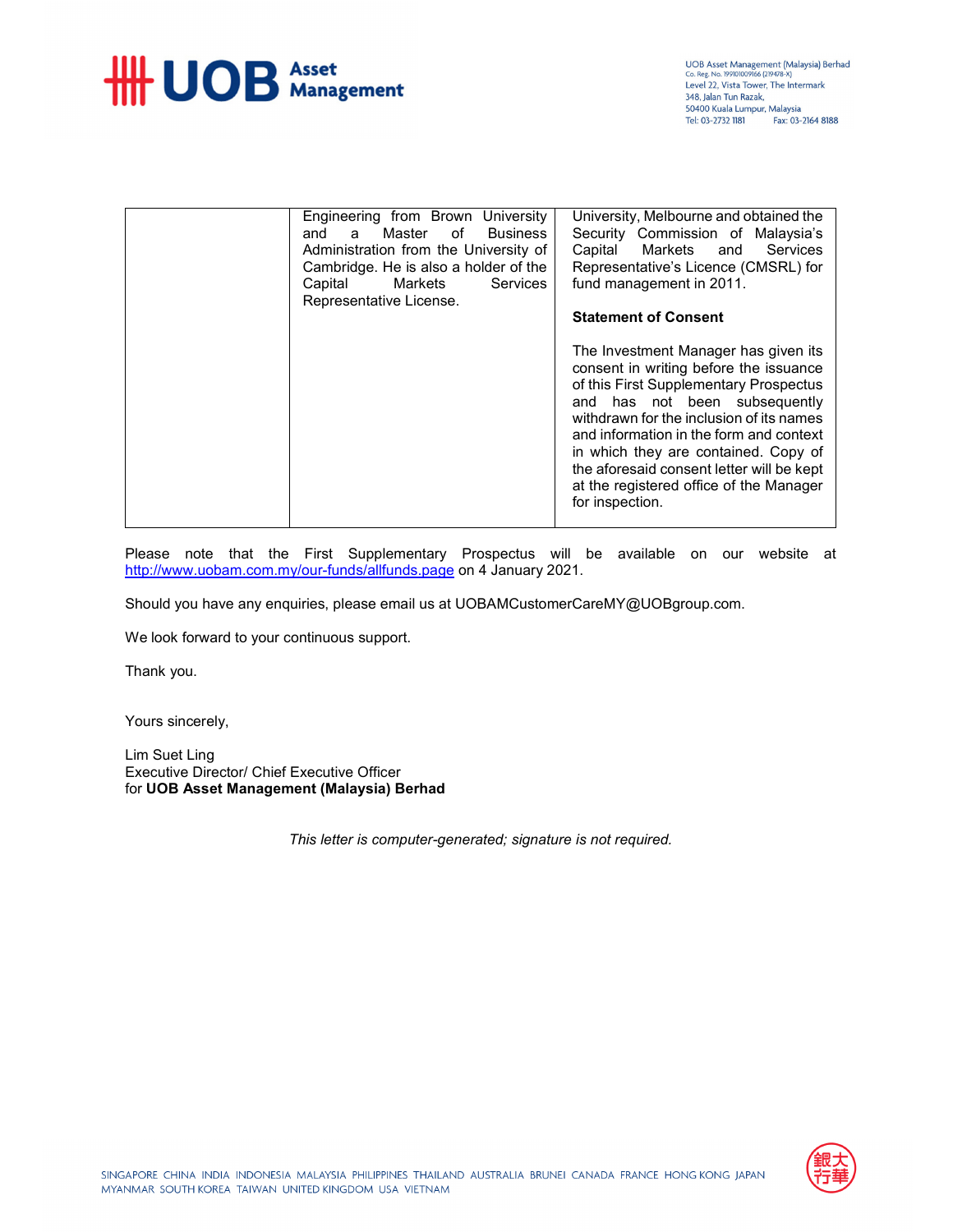| | | |
|---|---|---|
| | Engineering from Brown University and a Master of Business Administration from the University of Cambridge. He is also a holder of the Capital Markets Services Representative License. | University, Melbourne and obtained the Security Commission of Malaysia's Capital Markets and Services Representative's Licence (CMSRL) for fund management in 2011.<br><br>**Statement of Consent**<br><br>The Investment Manager has given its consent in writing before the issuance of this First Supplementary Prospectus and has not been subsequently withdrawn for the inclusion of its names and information in the form and context in which they are contained. Copy of the aforesaid consent letter will be kept at the registered office of the Manager for inspection. |

Please note that the First Supplementary Prospectus will be available on our website at http://www.uobam.com.my/our-funds/allfunds.page on 4 January 2021.

Should you have any enquiries, please email us at UOBAMCustomerCareMY@UOBgroup.com.

We look forward to your continuous support.

Thank you.

Yours sincerely,

Lim Suet Ling
Executive Director/ Chief Executive Officer
for **UOB Asset Management (Malaysia) Berhad**

*This letter is computer-generated; signature is not required.*